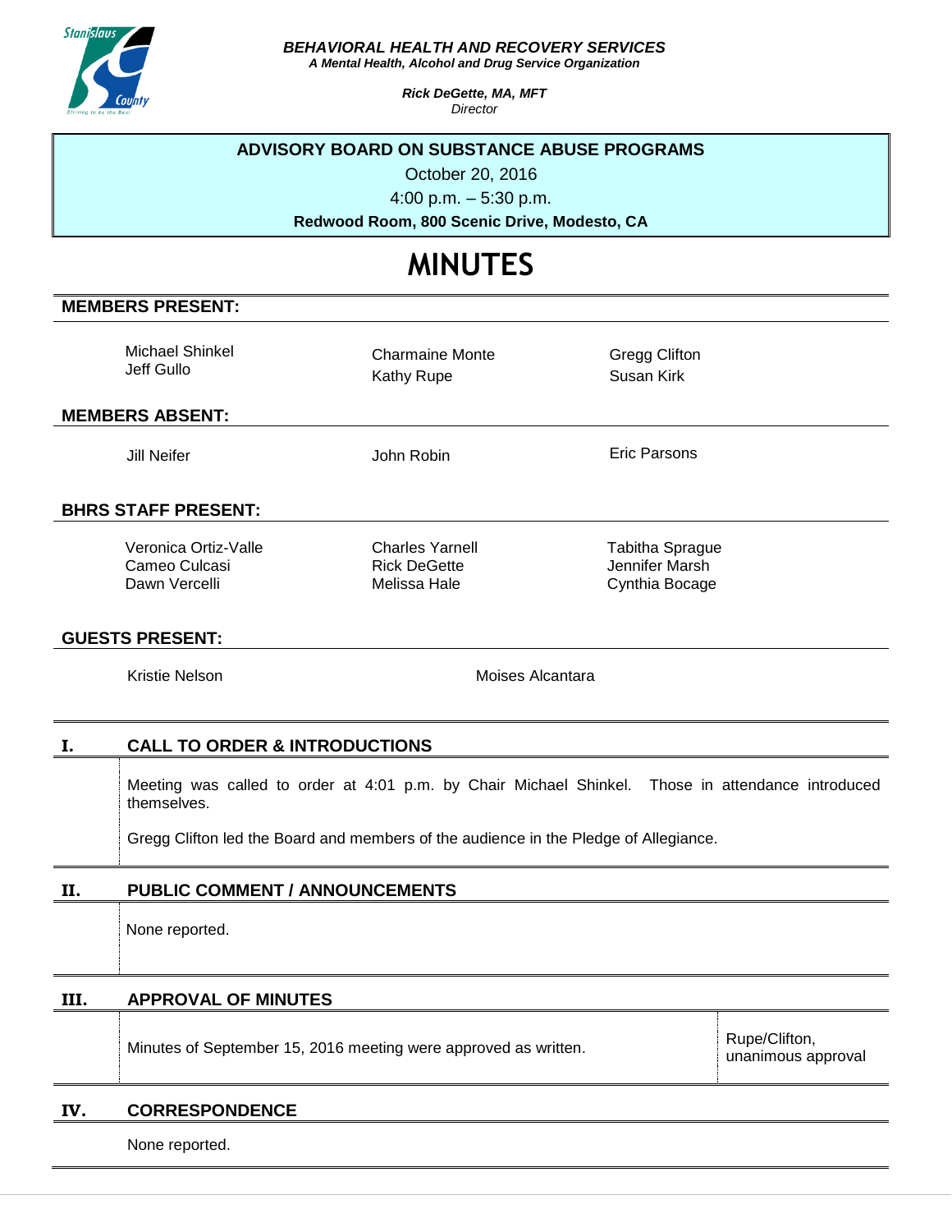**BEHAVIORAL HEALTH AND RECOVERY SERVICES**
***A Mental Health, Alcohol and Drug Service Organization***

***Rick DeGette, MA, MFT***
*Director*

**ADVISORY BOARD ON SUBSTANCE ABUSE PROGRAMS**

October 20, 2016

4:00 p.m. – 5:30 p.m.

**Redwood Room, 800 Scenic Drive, Modesto, CA**

# MINUTES

## MEMBERS PRESENT:

Michael Shinkel
Jeff Gullo
Charmaine Monte
Kathy Rupe
Gregg Clifton
Susan Kirk

## MEMBERS ABSENT:

Jill Neifer
John Robin
Eric Parsons

## BHRS STAFF PRESENT:

Veronica Ortiz-Valle
Cameo Culcasi
Dawn Vercelli
Charles Yarnell
Rick DeGette
Melissa Hale
Tabitha Sprague
Jennifer Marsh
Cynthia Bocage

## GUESTS PRESENT:

Kristie Nelson
Moises Alcantara

## I. CALL TO ORDER & INTRODUCTIONS

Meeting was called to order at 4:01 p.m. by Chair Michael Shinkel. Those in attendance introduced themselves.

Gregg Clifton led the Board and members of the audience in the Pledge of Allegiance.

## II. PUBLIC COMMENT / ANNOUNCEMENTS

None reported.

## III. APPROVAL OF MINUTES

| | |
|---|---|
| Minutes of September 15, 2016 meeting were approved as written. | Rupe/Clifton, unanimous approval |

## IV. CORRESPONDENCE

None reported.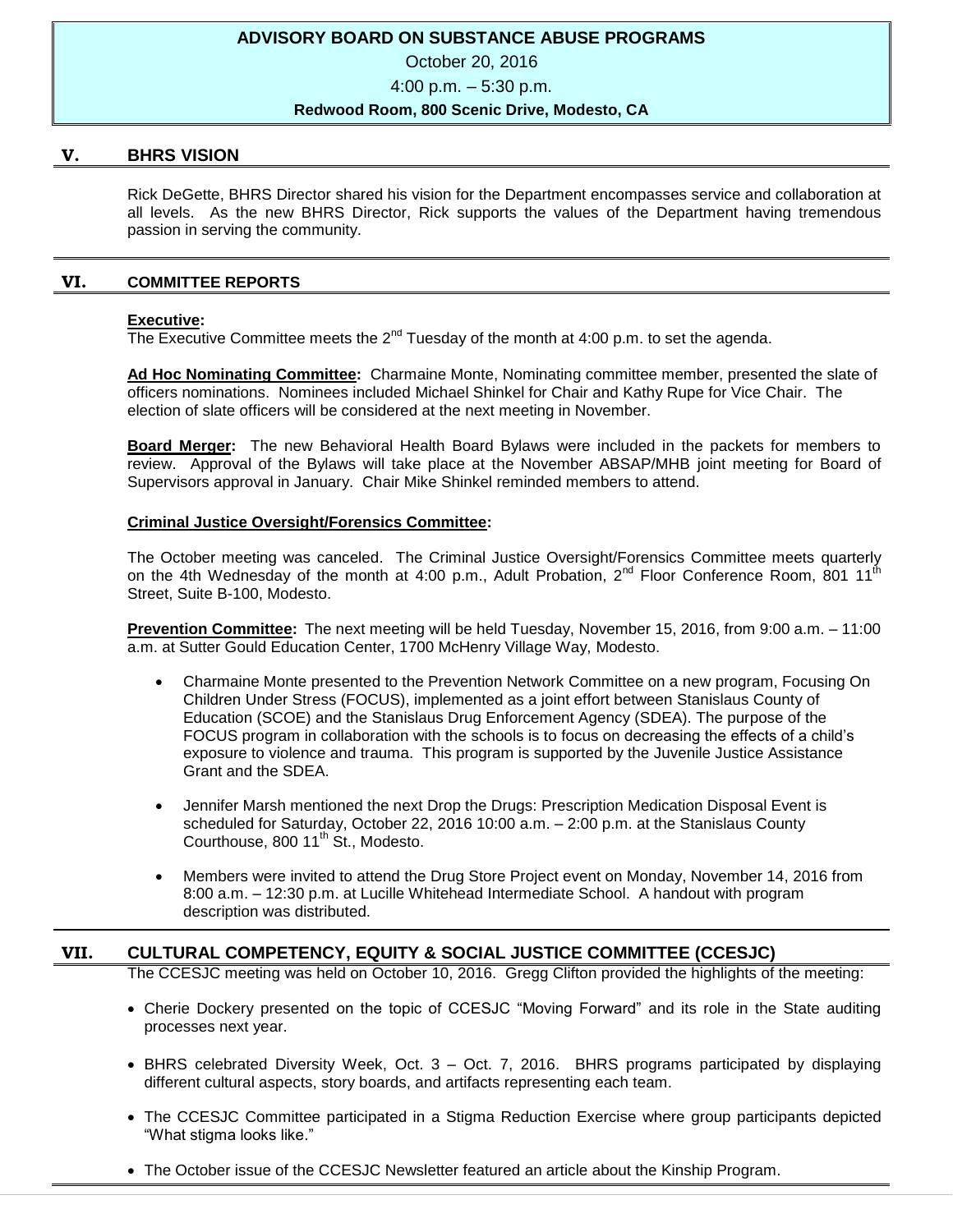**ADVISORY BOARD ON SUBSTANCE ABUSE PROGRAMS**

October 20, 2016

4:00 p.m. – 5:30 p.m.

**Redwood Room, 800 Scenic Drive, Modesto, CA**

## V. BHRS VISION

Rick DeGette, BHRS Director shared his vision for the Department encompasses service and collaboration at all levels. As the new BHRS Director, Rick supports the values of the Department having tremendous passion in serving the community.

## VI. COMMITTEE REPORTS

**Executive:**
The Executive Committee meets the 2nd Tuesday of the month at 4:00 p.m. to set the agenda.

**Ad Hoc Nominating Committee:** Charmaine Monte, Nominating committee member, presented the slate of officers nominations. Nominees included Michael Shinkel for Chair and Kathy Rupe for Vice Chair. The election of slate officers will be considered at the next meeting in November.

**Board Merger:** The new Behavioral Health Board Bylaws were included in the packets for members to review. Approval of the Bylaws will take place at the November ABSAP/MHB joint meeting for Board of Supervisors approval in January. Chair Mike Shinkel reminded members to attend.

**Criminal Justice Oversight/Forensics Committee:**

The October meeting was canceled. The Criminal Justice Oversight/Forensics Committee meets quarterly on the 4th Wednesday of the month at 4:00 p.m., Adult Probation, 2nd Floor Conference Room, 801 11th Street, Suite B-100, Modesto.

**Prevention Committee:** The next meeting will be held Tuesday, November 15, 2016, from 9:00 a.m. – 11:00 a.m. at Sutter Gould Education Center, 1700 McHenry Village Way, Modesto.

- Charmaine Monte presented to the Prevention Network Committee on a new program, Focusing On Children Under Stress (FOCUS), implemented as a joint effort between Stanislaus County of Education (SCOE) and the Stanislaus Drug Enforcement Agency (SDEA). The purpose of the FOCUS program in collaboration with the schools is to focus on decreasing the effects of a child's exposure to violence and trauma. This program is supported by the Juvenile Justice Assistance Grant and the SDEA.
- Jennifer Marsh mentioned the next Drop the Drugs: Prescription Medication Disposal Event is scheduled for Saturday, October 22, 2016 10:00 a.m. – 2:00 p.m. at the Stanislaus County Courthouse, 800 11th St., Modesto.
- Members were invited to attend the Drug Store Project event on Monday, November 14, 2016 from 8:00 a.m. – 12:30 p.m. at Lucille Whitehead Intermediate School. A handout with program description was distributed.

## VII. CULTURAL COMPETENCY, EQUITY & SOCIAL JUSTICE COMMITTEE (CCESJC)

The CCESJC meeting was held on October 10, 2016. Gregg Clifton provided the highlights of the meeting:

- Cherie Dockery presented on the topic of CCESJC "Moving Forward" and its role in the State auditing processes next year.
- BHRS celebrated Diversity Week, Oct. 3 – Oct. 7, 2016. BHRS programs participated by displaying different cultural aspects, story boards, and artifacts representing each team.
- The CCESJC Committee participated in a Stigma Reduction Exercise where group participants depicted "What stigma looks like."
- The October issue of the CCESJC Newsletter featured an article about the Kinship Program.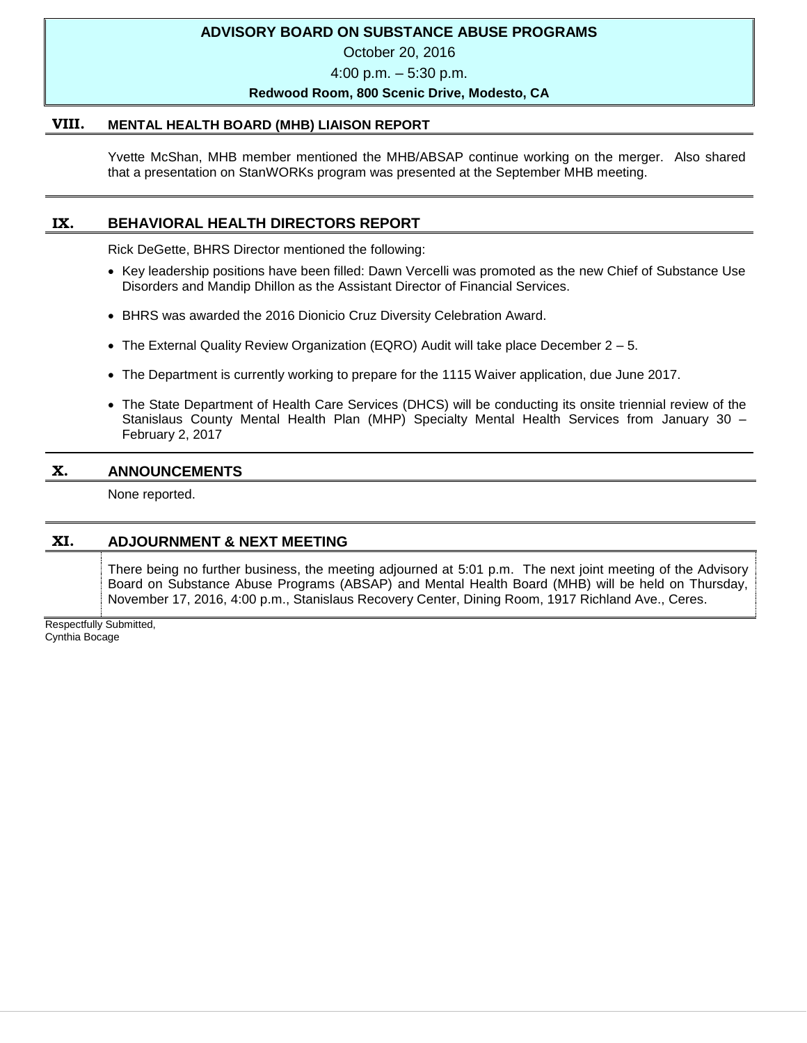**ADVISORY BOARD ON SUBSTANCE ABUSE PROGRAMS**

October 20, 2016

4:00 p.m. – 5:30 p.m.

**Redwood Room, 800 Scenic Drive, Modesto, CA**

## VIII. MENTAL HEALTH BOARD (MHB) LIAISON REPORT

Yvette McShan, MHB member mentioned the MHB/ABSAP continue working on the merger. Also shared that a presentation on StanWORKs program was presented at the September MHB meeting.

## IX. BEHAVIORAL HEALTH DIRECTORS REPORT

Rick DeGette, BHRS Director mentioned the following:

- Key leadership positions have been filled: Dawn Vercelli was promoted as the new Chief of Substance Use Disorders and Mandip Dhillon as the Assistant Director of Financial Services.
- BHRS was awarded the 2016 Dionicio Cruz Diversity Celebration Award.
- The External Quality Review Organization (EQRO) Audit will take place December 2 – 5.
- The Department is currently working to prepare for the 1115 Waiver application, due June 2017.
- The State Department of Health Care Services (DHCS) will be conducting its onsite triennial review of the Stanislaus County Mental Health Plan (MHP) Specialty Mental Health Services from January 30 – February 2, 2017

## X. ANNOUNCEMENTS

None reported.

## XI. ADJOURNMENT & NEXT MEETING

There being no further business, the meeting adjourned at 5:01 p.m. The next joint meeting of the Advisory Board on Substance Abuse Programs (ABSAP) and Mental Health Board (MHB) will be held on Thursday, November 17, 2016, 4:00 p.m., Stanislaus Recovery Center, Dining Room, 1917 Richland Ave., Ceres.

Respectfully Submitted,
Cynthia Bocage